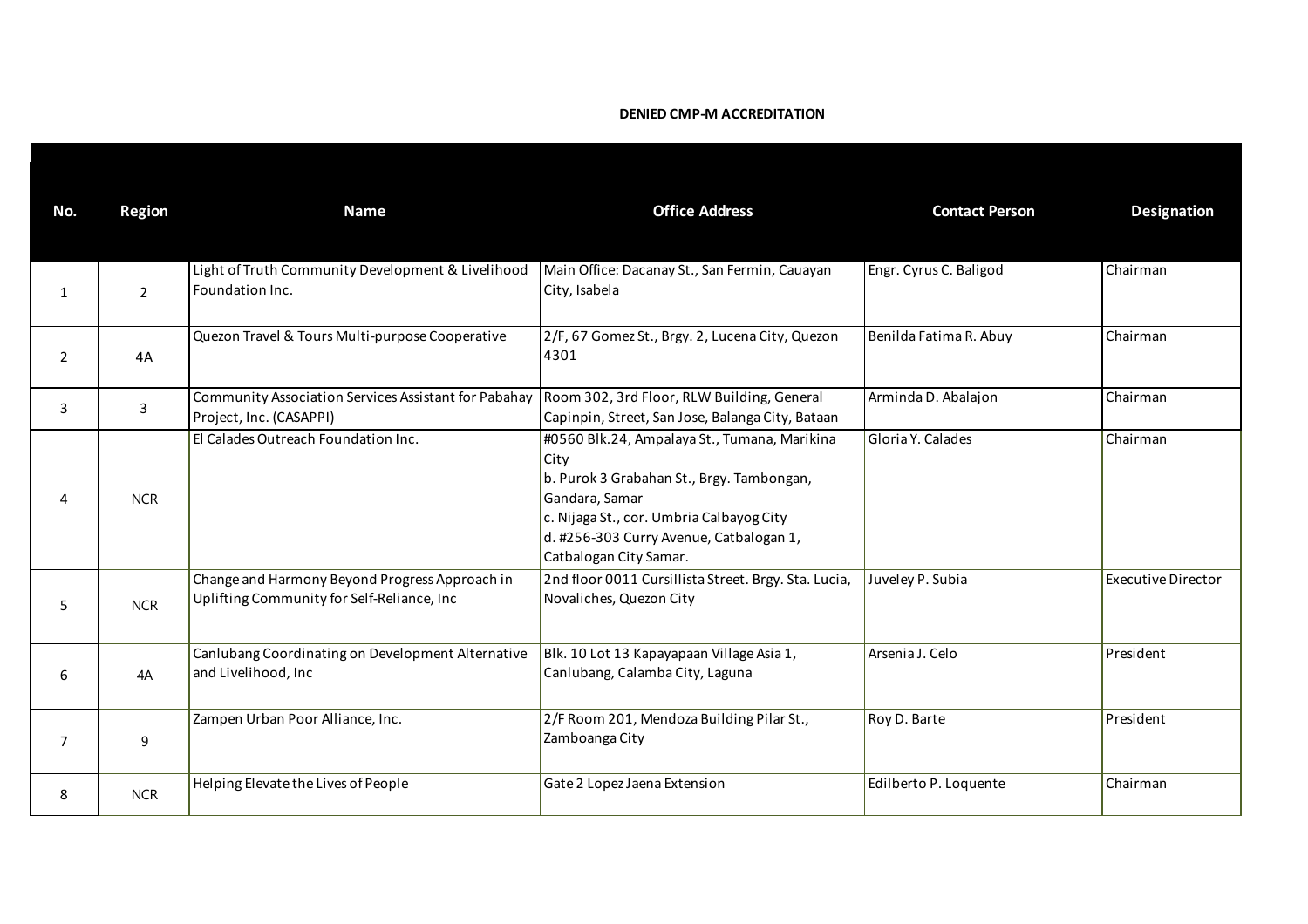**DENIED CMP-M ACCREDITATION**

| No. | Region | Name | Office Address | Contact Person | Designation |
|---|---|---|---|---|---|
| 1 | 2 | Light of Truth Community Development & Livelihood Foundation Inc. | Main Office: Dacanay St., San Fermin, Cauayan City, Isabela | Engr. Cyrus C. Baligod | Chairman |
| 2 | 4A | Quezon Travel & Tours Multi-purpose Cooperative | 2/F, 67 Gomez St., Brgy. 2, Lucena City, Quezon 4301 | Benilda Fatima R. Abuy | Chairman |
| 3 | 3 | Community Association Services Assistant for Pabahay Project, Inc. (CASAPPI) | Room 302, 3rd Floor, RLW Building, General Capinpin, Street, San Jose, Balanga City, Bataan | Arminda D. Abalajon | Chairman |
| 4 | NCR | El Calades Outreach Foundation Inc. | #0560 Blk.24, Ampalaya St., Tumana, Marikina City<br>b. Purok 3 Grabahan St., Brgy. Tambongan, Gandara, Samar<br>c. Nijaga St., cor. Umbria Calbayog City<br>d. #256-303 Curry Avenue, Catbalogan 1, Catbalogan City Samar. | Gloria Y. Calades | Chairman |
| 5 | NCR | Change and Harmony Beyond Progress Approach in Uplifting Community for Self-Reliance, Inc | 2nd floor 0011 Cursillista Street. Brgy. Sta. Lucia, Novaliches, Quezon City | Juveley P. Subia | Executive Director |
| 6 | 4A | Canlubang Coordinating on Development Alternative and Livelihood, Inc | Blk. 10 Lot 13 Kapayapaan Village Asia 1, Canlubang, Calamba City, Laguna | Arsenia J. Celo | President |
| 7 | 9 | Zampen Urban Poor Alliance, Inc. | 2/F Room 201, Mendoza Building Pilar St., Zamboanga City | Roy D. Barte | President |
| 8 | NCR | Helping Elevate the Lives of People | Gate 2 Lopez Jaena Extension | Edilberto P. Loquente | Chairman |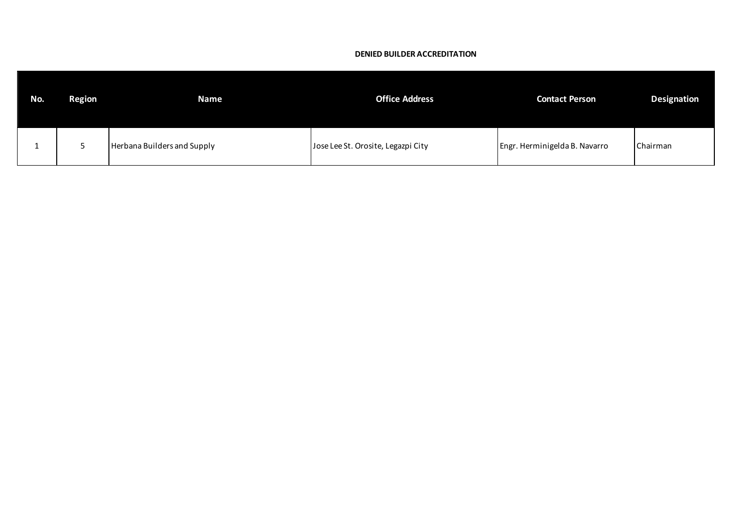**DENIED BUILDER ACCREDITATION**

| No. | Region | Name | Office Address | Contact Person | Designation |
|---|---|---|---|---|---|
| 1 | 5 | Herbana Builders and Supply | Jose Lee St. Orosite, Legazpi City | Engr. Herminigelda B. Navarro | Chairman |